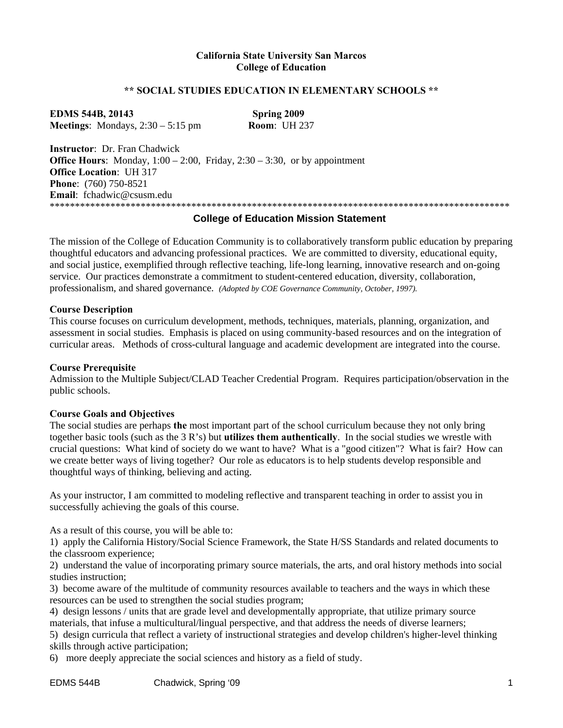**California State University San Marcos**
**College of Education**

**\*\* SOCIAL STUDIES EDUCATION IN ELEMENTARY SCHOOLS \*\***

**EDMS 544B, 20143** **Spring 2009**
**Meetings**: Mondays, 2:30 – 5:15 pm **Room**: UH 237

**Instructor**: Dr. Fran Chadwick
**Office Hours**: Monday, 1:00 – 2:00, Friday, 2:30 – 3:30, or by appointment
**Office Location**: UH 317
**Phone**: (760) 750-8521
**Email**: fchadwic@csusm.edu

******************************************************************************************

## College of Education Mission Statement

The mission of the College of Education Community is to collaboratively transform public education by preparing thoughtful educators and advancing professional practices. We are committed to diversity, educational equity, and social justice, exemplified through reflective teaching, life-long learning, innovative research and on-going service. Our practices demonstrate a commitment to student-centered education, diversity, collaboration, professionalism, and shared governance. *(Adopted by COE Governance Community, October, 1997).*

### Course Description

This course focuses on curriculum development, methods, techniques, materials, planning, organization, and assessment in social studies. Emphasis is placed on using community-based resources and on the integration of curricular areas. Methods of cross-cultural language and academic development are integrated into the course.

### Course Prerequisite

Admission to the Multiple Subject/CLAD Teacher Credential Program. Requires participation/observation in the public schools.

### Course Goals and Objectives

The social studies are perhaps **the** most important part of the school curriculum because they not only bring together basic tools (such as the 3 R's) but **utilizes them authentically**. In the social studies we wrestle with crucial questions: What kind of society do we want to have? What is a "good citizen"? What is fair? How can we create better ways of living together? Our role as educators is to help students develop responsible and thoughtful ways of thinking, believing and acting.

As your instructor, I am committed to modeling reflective and transparent teaching in order to assist you in successfully achieving the goals of this course.

As a result of this course, you will be able to:

1) apply the California History/Social Science Framework, the State H/SS Standards and related documents to the classroom experience;
2) understand the value of incorporating primary source materials, the arts, and oral history methods into social studies instruction;
3) become aware of the multitude of community resources available to teachers and the ways in which these resources can be used to strengthen the social studies program;
4) design lessons / units that are grade level and developmentally appropriate, that utilize primary source materials, that infuse a multicultural/lingual perspective, and that address the needs of diverse learners;
5) design curricula that reflect a variety of instructional strategies and develop children's higher-level thinking skills through active participation;
6) more deeply appreciate the social sciences and history as a field of study.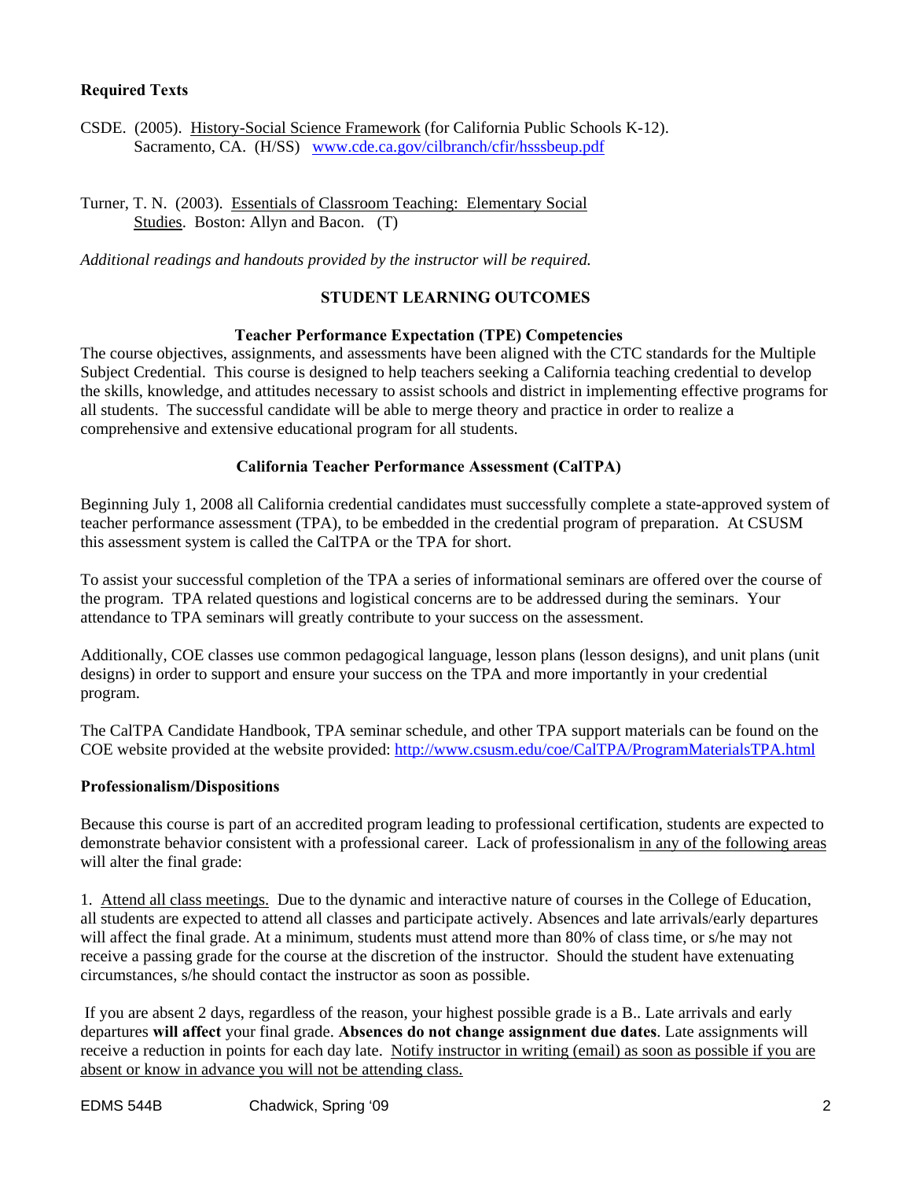**Required Texts**

CSDE. (2005). History-Social Science Framework (for California Public Schools K-12). Sacramento, CA. (H/SS) www.cde.ca.gov/cilbranch/cfir/hsssbeup.pdf

Turner, T. N. (2003). Essentials of Classroom Teaching: Elementary Social Studies. Boston: Allyn and Bacon. (T)

*Additional readings and handouts provided by the instructor will be required.*

## STUDENT LEARNING OUTCOMES

### Teacher Performance Expectation (TPE) Competencies

The course objectives, assignments, and assessments have been aligned with the CTC standards for the Multiple Subject Credential. This course is designed to help teachers seeking a California teaching credential to develop the skills, knowledge, and attitudes necessary to assist schools and district in implementing effective programs for all students. The successful candidate will be able to merge theory and practice in order to realize a comprehensive and extensive educational program for all students.

### California Teacher Performance Assessment (CalTPA)

Beginning July 1, 2008 all California credential candidates must successfully complete a state-approved system of teacher performance assessment (TPA), to be embedded in the credential program of preparation. At CSUSM this assessment system is called the CalTPA or the TPA for short.

To assist your successful completion of the TPA a series of informational seminars are offered over the course of the program. TPA related questions and logistical concerns are to be addressed during the seminars. Your attendance to TPA seminars will greatly contribute to your success on the assessment.

Additionally, COE classes use common pedagogical language, lesson plans (lesson designs), and unit plans (unit designs) in order to support and ensure your success on the TPA and more importantly in your credential program.

The CalTPA Candidate Handbook, TPA seminar schedule, and other TPA support materials can be found on the COE website provided at the website provided: http://www.csusm.edu/coe/CalTPA/ProgramMaterialsTPA.html

**Professionalism/Dispositions**

Because this course is part of an accredited program leading to professional certification, students are expected to demonstrate behavior consistent with a professional career. Lack of professionalism in any of the following areas will alter the final grade:

1. Attend all class meetings. Due to the dynamic and interactive nature of courses in the College of Education, all students are expected to attend all classes and participate actively. Absences and late arrivals/early departures will affect the final grade. At a minimum, students must attend more than 80% of class time, or s/he may not receive a passing grade for the course at the discretion of the instructor. Should the student have extenuating circumstances, s/he should contact the instructor as soon as possible.

If you are absent 2 days, regardless of the reason, your highest possible grade is a B.. Late arrivals and early departures **will affect** your final grade. **Absences do not change assignment due dates**. Late assignments will receive a reduction in points for each day late. Notify instructor in writing (email) as soon as possible if you are absent or know in advance you will not be attending class.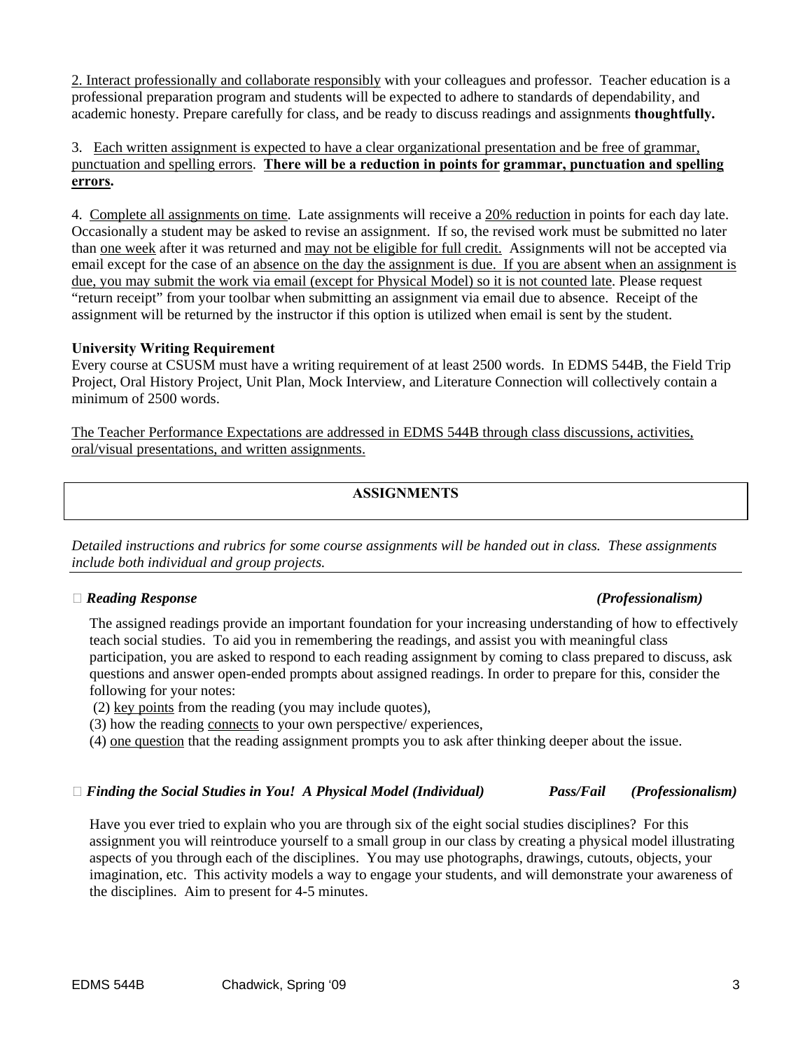2. Interact professionally and collaborate responsibly with your colleagues and professor. Teacher education is a professional preparation program and students will be expected to adhere to standards of dependability, and academic honesty. Prepare carefully for class, and be ready to discuss readings and assignments **thoughtfully.**

3. Each written assignment is expected to have a clear organizational presentation and be free of grammar, punctuation and spelling errors. **There will be a reduction in points for grammar, punctuation and spelling errors.**

4. Complete all assignments on time. Late assignments will receive a 20% reduction in points for each day late. Occasionally a student may be asked to revise an assignment. If so, the revised work must be submitted no later than one week after it was returned and may not be eligible for full credit. Assignments will not be accepted via email except for the case of an absence on the day the assignment is due. If you are absent when an assignment is due, you may submit the work via email (except for Physical Model) so it is not counted late. Please request "return receipt" from your toolbar when submitting an assignment via email due to absence. Receipt of the assignment will be returned by the instructor if this option is utilized when email is sent by the student.

**University Writing Requirement**

Every course at CSUSM must have a writing requirement of at least 2500 words. In EDMS 544B, the Field Trip Project, Oral History Project, Unit Plan, Mock Interview, and Literature Connection will collectively contain a minimum of 2500 words.

The Teacher Performance Expectations are addressed in EDMS 544B through class discussions, activities, oral/visual presentations, and written assignments.

## ASSIGNMENTS

*Detailed instructions and rubrics for some course assignments will be handed out in class. These assignments include both individual and group projects.*

- ***Reading Response*** ***(Professionalism)***

  The assigned readings provide an important foundation for your increasing understanding of how to effectively teach social studies. To aid you in remembering the readings, and assist you with meaningful class participation, you are asked to respond to each reading assignment by coming to class prepared to discuss, ask questions and answer open-ended prompts about assigned readings. In order to prepare for this, consider the following for your notes:

  (2) key points from the reading (you may include quotes),
  (3) how the reading connects to your own perspective/ experiences,
  (4) one question that the reading assignment prompts you to ask after thinking deeper about the issue.

- ***Finding the Social Studies in You! A Physical Model (Individual)*** ***Pass/Fail*** ***(Professionalism)***

  Have you ever tried to explain who you are through six of the eight social studies disciplines? For this assignment you will reintroduce yourself to a small group in our class by creating a physical model illustrating aspects of you through each of the disciplines. You may use photographs, drawings, cutouts, objects, your imagination, etc. This activity models a way to engage your students, and will demonstrate your awareness of the disciplines. Aim to present for 4-5 minutes.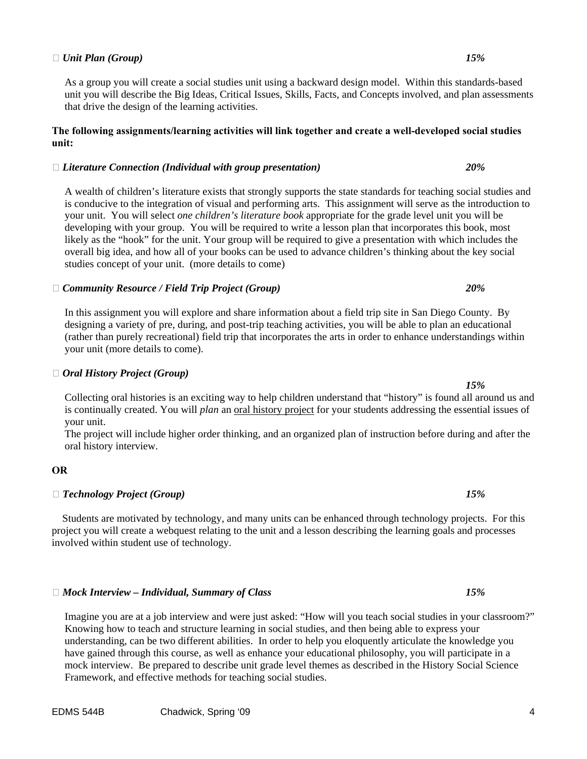- ***Unit Plan (Group)*** ***15%***

  As a group you will create a social studies unit using a backward design model. Within this standards-based unit you will describe the Big Ideas, Critical Issues, Skills, Facts, and Concepts involved, and plan assessments that drive the design of the learning activities.

**The following assignments/learning activities will link together and create a well-developed social studies unit:**

- ***Literature Connection (Individual with group presentation)*** ***20%***

  A wealth of children's literature exists that strongly supports the state standards for teaching social studies and is conducive to the integration of visual and performing arts. This assignment will serve as the introduction to your unit. You will select *one children's literature book* appropriate for the grade level unit you will be developing with your group. You will be required to write a lesson plan that incorporates this book, most likely as the "hook" for the unit. Your group will be required to give a presentation with which includes the overall big idea, and how all of your books can be used to advance children's thinking about the key social studies concept of your unit. (more details to come)

- ***Community Resource / Field Trip Project (Group)*** ***20%***

  In this assignment you will explore and share information about a field trip site in San Diego County. By designing a variety of pre, during, and post-trip teaching activities, you will be able to plan an educational (rather than purely recreational) field trip that incorporates the arts in order to enhance understandings within your unit (more details to come).

- ***Oral History Project (Group)*** ***15%***

  Collecting oral histories is an exciting way to help children understand that "history" is found all around us and is continually created. You will *plan* an <u>oral history project</u> for your students addressing the essential issues of your unit.
  The project will include higher order thinking, and an organized plan of instruction before during and after the oral history interview.

**OR**

- ***Technology Project (Group)*** ***15%***

  Students are motivated by technology, and many units can be enhanced through technology projects. For this project you will create a webquest relating to the unit and a lesson describing the learning goals and processes involved within student use of technology.

- ***Mock Interview – Individual, Summary of Class*** ***15%***

  Imagine you are at a job interview and were just asked: "How will you teach social studies in your classroom?" Knowing how to teach and structure learning in social studies, and then being able to express your understanding, can be two different abilities. In order to help you eloquently articulate the knowledge you have gained through this course, as well as enhance your educational philosophy, you will participate in a mock interview. Be prepared to describe unit grade level themes as described in the History Social Science Framework, and effective methods for teaching social studies.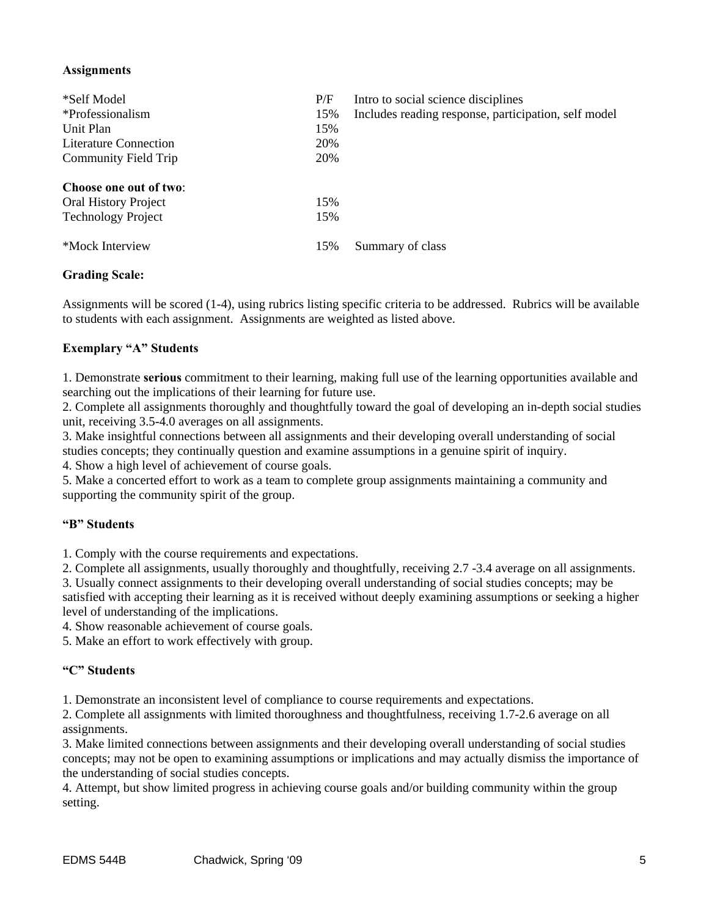**Assignments**

| | | |
|---|---|---|
| *Self Model | P/F | Intro to social science disciplines |
| *Professionalism | 15% | Includes reading response, participation, self model |
| Unit Plan | 15% | |
| Literature Connection | 20% | |
| Community Field Trip | 20% | |
| **Choose one out of two**: | | |
| Oral History Project | 15% | |
| Technology Project | 15% | |
| *Mock Interview | 15% | Summary of class |

**Grading Scale:**

Assignments will be scored (1-4), using rubrics listing specific criteria to be addressed. Rubrics will be available to students with each assignment. Assignments are weighted as listed above.

**Exemplary "A" Students**

1. Demonstrate **serious** commitment to their learning, making full use of the learning opportunities available and searching out the implications of their learning for future use.
2. Complete all assignments thoroughly and thoughtfully toward the goal of developing an in-depth social studies unit, receiving 3.5-4.0 averages on all assignments.
3. Make insightful connections between all assignments and their developing overall understanding of social studies concepts; they continually question and examine assumptions in a genuine spirit of inquiry.
4. Show a high level of achievement of course goals.
5. Make a concerted effort to work as a team to complete group assignments maintaining a community and supporting the community spirit of the group.

**"B" Students**

1. Comply with the course requirements and expectations.
2. Complete all assignments, usually thoroughly and thoughtfully, receiving 2.7 -3.4 average on all assignments.
3. Usually connect assignments to their developing overall understanding of social studies concepts; may be satisfied with accepting their learning as it is received without deeply examining assumptions or seeking a higher level of understanding of the implications.
4. Show reasonable achievement of course goals.
5. Make an effort to work effectively with group.

**"C" Students**

1. Demonstrate an inconsistent level of compliance to course requirements and expectations.
2. Complete all assignments with limited thoroughness and thoughtfulness, receiving 1.7-2.6 average on all assignments.
3. Make limited connections between assignments and their developing overall understanding of social studies concepts; may not be open to examining assumptions or implications and may actually dismiss the importance of the understanding of social studies concepts.
4. Attempt, but show limited progress in achieving course goals and/or building community within the group setting.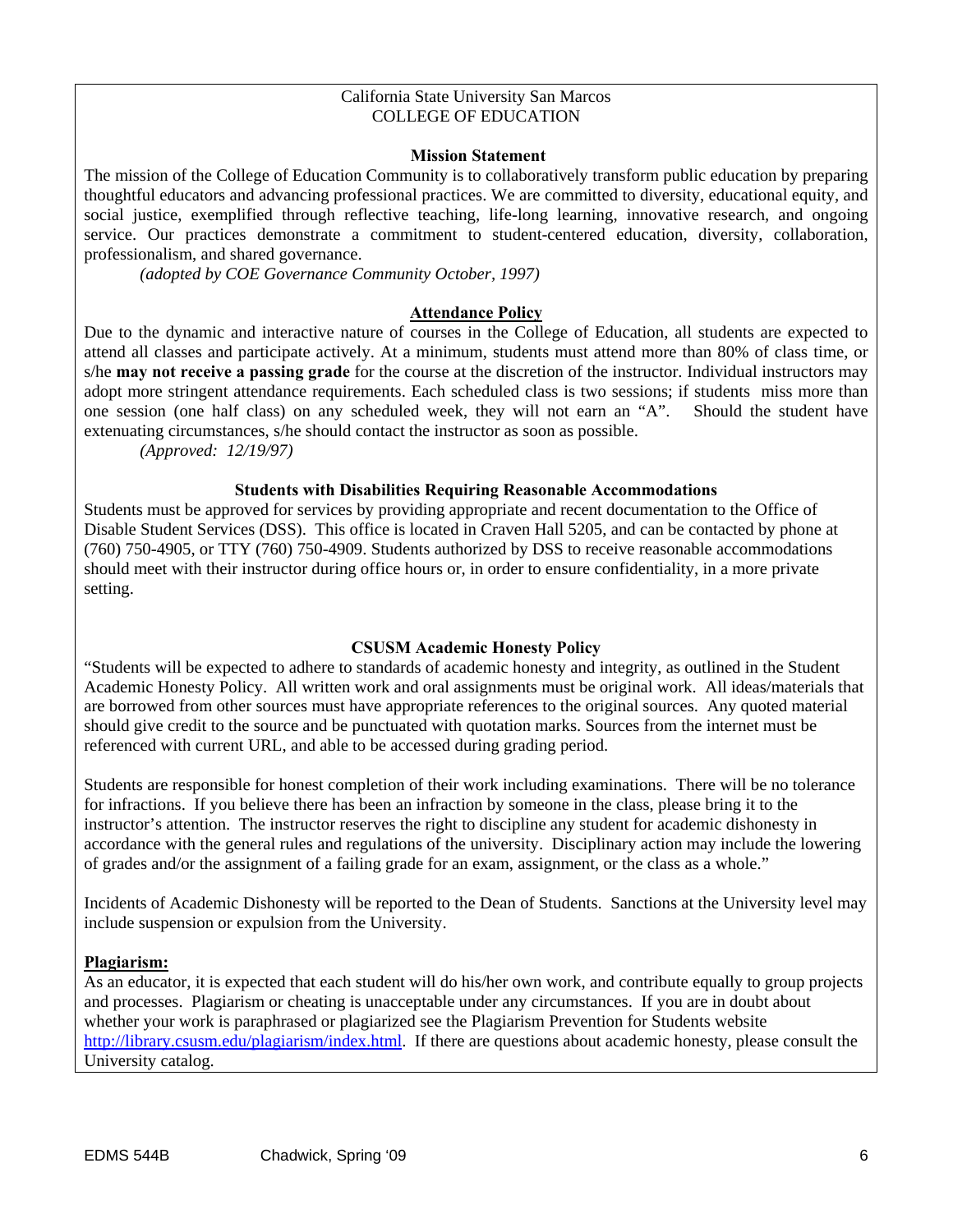California State University San Marcos
COLLEGE OF EDUCATION

### Mission Statement

The mission of the College of Education Community is to collaboratively transform public education by preparing thoughtful educators and advancing professional practices. We are committed to diversity, educational equity, and social justice, exemplified through reflective teaching, life-long learning, innovative research, and ongoing service. Our practices demonstrate a commitment to student-centered education, diversity, collaboration, professionalism, and shared governance.

*(adopted by COE Governance Community October, 1997)*

### Attendance Policy

Due to the dynamic and interactive nature of courses in the College of Education, all students are expected to attend all classes and participate actively. At a minimum, students must attend more than 80% of class time, or s/he **may not receive a passing grade** for the course at the discretion of the instructor. Individual instructors may adopt more stringent attendance requirements. Each scheduled class is two sessions; if students miss more than one session (one half class) on any scheduled week, they will not earn an "A". Should the student have extenuating circumstances, s/he should contact the instructor as soon as possible.

*(Approved: 12/19/97)*

### Students with Disabilities Requiring Reasonable Accommodations

Students must be approved for services by providing appropriate and recent documentation to the Office of Disable Student Services (DSS). This office is located in Craven Hall 5205, and can be contacted by phone at (760) 750-4905, or TTY (760) 750-4909. Students authorized by DSS to receive reasonable accommodations should meet with their instructor during office hours or, in order to ensure confidentiality, in a more private setting.

### CSUSM Academic Honesty Policy

"Students will be expected to adhere to standards of academic honesty and integrity, as outlined in the Student Academic Honesty Policy. All written work and oral assignments must be original work. All ideas/materials that are borrowed from other sources must have appropriate references to the original sources. Any quoted material should give credit to the source and be punctuated with quotation marks. Sources from the internet must be referenced with current URL, and able to be accessed during grading period.

Students are responsible for honest completion of their work including examinations. There will be no tolerance for infractions. If you believe there has been an infraction by someone in the class, please bring it to the instructor's attention. The instructor reserves the right to discipline any student for academic dishonesty in accordance with the general rules and regulations of the university. Disciplinary action may include the lowering of grades and/or the assignment of a failing grade for an exam, assignment, or the class as a whole."

Incidents of Academic Dishonesty will be reported to the Dean of Students. Sanctions at the University level may include suspension or expulsion from the University.

**Plagiarism:**

As an educator, it is expected that each student will do his/her own work, and contribute equally to group projects and processes. Plagiarism or cheating is unacceptable under any circumstances. If you are in doubt about whether your work is paraphrased or plagiarized see the Plagiarism Prevention for Students website http://library.csusm.edu/plagiarism/index.html. If there are questions about academic honesty, please consult the University catalog.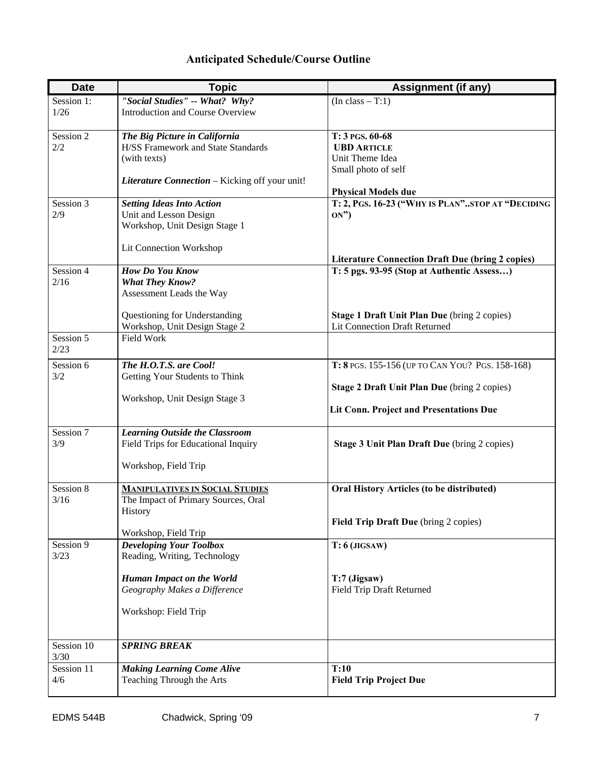## Anticipated Schedule/Course Outline

| Date | Topic | Assignment (if any) |
|---|---|---|
| Session 1: 1/26 | ***"Social Studies" -- What? Why?*** Introduction and Course Overview | (In class – T:1) |
| Session 2 2/2 | ***The Big Picture in California*** H/SS Framework and State Standards (with texts) ***Literature Connection*** – Kicking off your unit! | **T: 3 PGS. 60-68** **UBD ARTICLE** Unit Theme Idea Small photo of self **Physical Models due** |
| Session 3 2/9 | ***Setting Ideas Into Action*** Unit and Lesson Design Workshop, Unit Design Stage 1 Lit Connection Workshop | **T: 2, PGS. 16-23 ("WHY IS PLAN"..STOP AT "DECIDING ON")** **Literature Connection Draft Due (bring 2 copies)** |
| Session 4 2/16 | ***How Do You Know What They Know?*** Assessment Leads the Way Questioning for Understanding Workshop, Unit Design Stage 2 | **T: 5 pgs. 93-95 (Stop at Authentic Assess…)** **Stage 1 Draft Unit Plan Due** (bring 2 copies) Lit Connection Draft Returned |
| Session 5 2/23 | Field Work | |
| Session 6 3/2 | ***The H.O.T.S. are Cool!*** Getting Your Students to Think Workshop, Unit Design Stage 3 | **T: 8** PGS. 155-156 (UP TO CAN YOU? PGS. 158-168) **Stage 2 Draft Unit Plan Due** (bring 2 copies) **Lit Conn. Project and Presentations Due** |
| Session 7 3/9 | ***Learning Outside the Classroom*** Field Trips for Educational Inquiry Workshop, Field Trip | **Stage 3 Unit Plan Draft Due** (bring 2 copies) |
| Session 8 3/16 | **MANIPULATIVES IN SOCIAL STUDIES** The Impact of Primary Sources, Oral History Workshop, Field Trip | **Oral History Articles (to be distributed)** **Field Trip Draft Due** (bring 2 copies) |
| Session 9 3/23 | ***Developing Your Toolbox*** Reading, Writing, Technology ***Human Impact on the World*** ***Geography Makes a Difference*** Workshop: Field Trip | **T: 6 (JIGSAW)** **T:7 (Jigsaw)** Field Trip Draft Returned |
| Session 10 3/30 | ***SPRING BREAK*** | |
| Session 11 4/6 | ***Making Learning Come Alive*** Teaching Through the Arts | **T:10** **Field Trip Project Due** |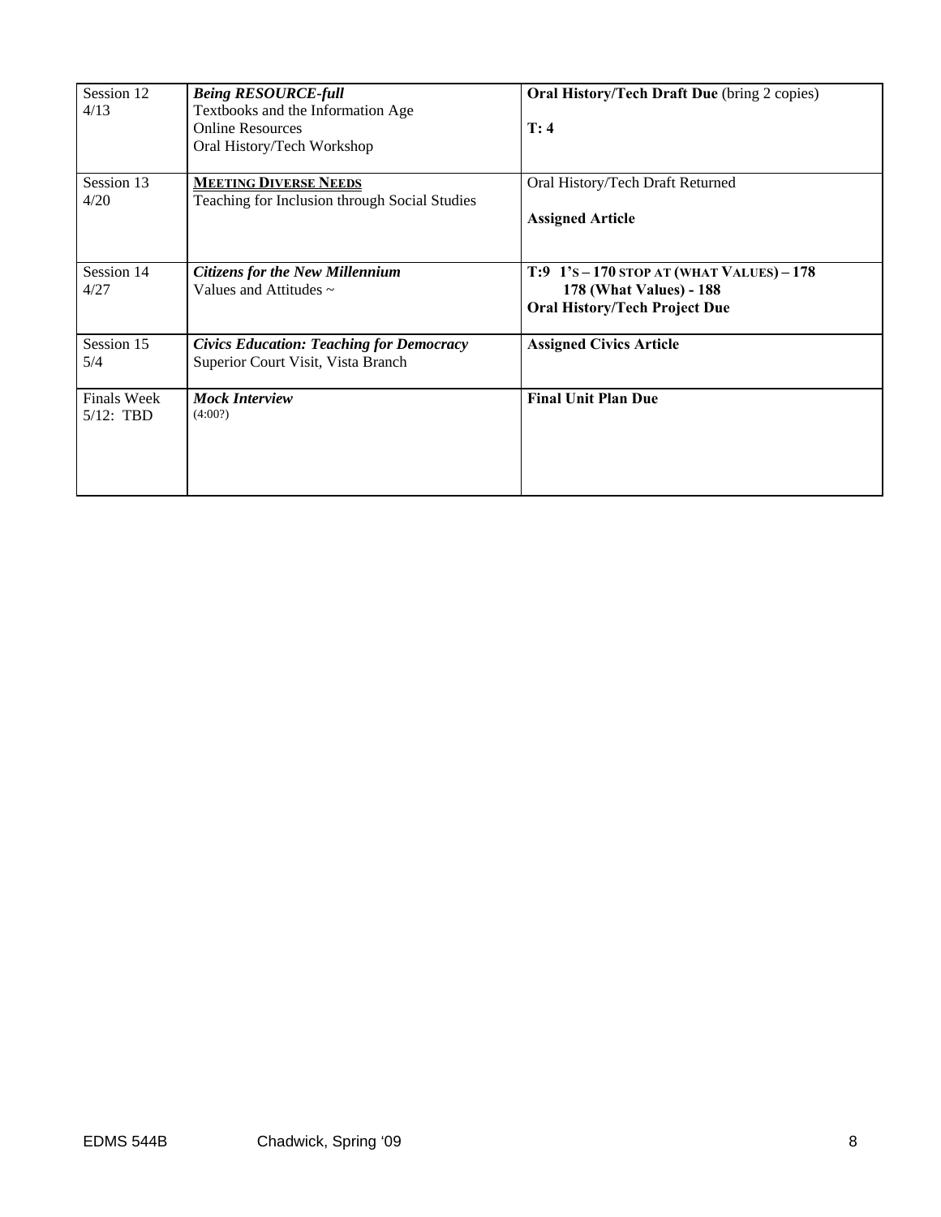| | | |
|---|---|---|
| Session 12<br>4/13 | ***Being RESOURCE-full***<br>Textbooks and the Information Age<br>Online Resources<br>Oral History/Tech Workshop | **Oral History/Tech Draft Due** (bring 2 copies)<br><br>**T: 4** |
| Session 13<br>4/20 | **MEETING DIVERSE NEEDS**<br>Teaching for Inclusion through Social Studies | Oral History/Tech Draft Returned<br><br>**Assigned Article** |
| Session 14<br>4/27 | ***Citizens for the New Millennium***<br>Values and Attitudes ~ | **T:9 1'S – 170 STOP AT (WHAT VALUES) – 178**<br>**178 (What Values) - 188**<br>**Oral History/Tech Project Due** |
| Session 15<br>5/4 | ***Civics Education: Teaching for Democracy***<br>Superior Court Visit, Vista Branch | **Assigned Civics Article** |
| Finals Week<br>5/12: TBD | ***Mock Interview***<br>(4:00?) | **Final Unit Plan Due** |